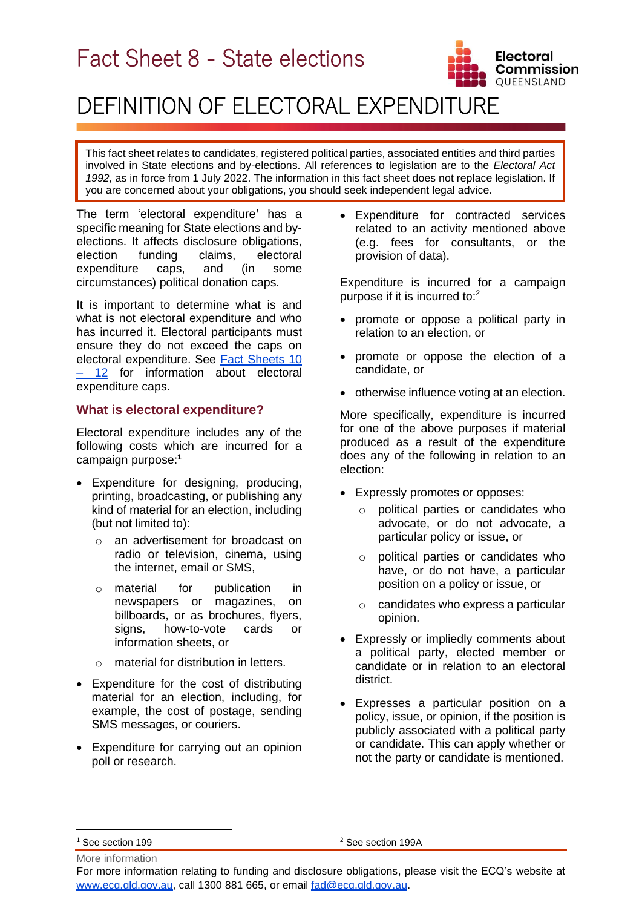# Fact Sheet 8 - State elections

# DEFINITION OF ELECTORAL EXPENDITURE

This fact sheet relates to candidates, registered political parties, associated entities and third parties involved in State elections and by-elections. All references to legislation are to the *Electoral Act 1992,* as in force from 1 July 2022. The information in this fact sheet does not replace legislation. If you are concerned about your obligations, you should seek independent legal advice.

The term 'electoral expenditure**'** has a specific meaning for State elections and by-elections. It affects disclosure obligations, election funding claims, electoral expenditure caps, and (in some circumstances) political donation caps.

It is important to determine what is and what is not electoral expenditure and who has incurred it. Electoral participants must ensure they do not exceed the caps on electoral expenditure. See [Fact Sheets 10 – 12](#) for information about electoral expenditure caps.

## What is electoral expenditure?

Electoral expenditure includes any of the following costs which are incurred for a campaign purpose:[1]

- Expenditure for designing, producing, printing, broadcasting, or publishing any kind of material for an election, including (but not limited to):
  - an advertisement for broadcast on radio or television, cinema, using the internet, email or SMS,
  - material for publication in newspapers or magazines, on billboards, or as brochures, flyers, signs, how-to-vote cards or information sheets, or
  - material for distribution in letters.
- Expenditure for the cost of distributing material for an election, including, for example, the cost of postage, sending SMS messages, or couriers.
- Expenditure for carrying out an opinion poll or research.
- Expenditure for contracted services related to an activity mentioned above (e.g. fees for consultants, or the provision of data).

Expenditure is incurred for a campaign purpose if it is incurred to:[2]

- promote or oppose a political party in relation to an election, or
- promote or oppose the election of a candidate, or
- otherwise influence voting at an election.

More specifically, expenditure is incurred for one of the above purposes if material produced as a result of the expenditure does any of the following in relation to an election:

- Expressly promotes or opposes:
  - political parties or candidates who advocate, or do not advocate, a particular policy or issue, or
  - political parties or candidates who have, or do not have, a particular position on a policy or issue, or
  - candidates who express a particular opinion.
- Expressly or impliedly comments about a political party, elected member or candidate or in relation to an electoral district.
- Expresses a particular position on a policy, issue, or opinion, if the position is publicly associated with a political party or candidate. This can apply whether or not the party or candidate is mentioned.

[1] See section 199

[2] See section 199A

More information

For more information relating to funding and disclosure obligations, please visit the ECQ's website at [www.ecq.qld.gov.au](http://www.ecq.qld.gov.au), call 1300 881 665, or email [fad@ecq.qld.gov.au](mailto:fad@ecq.qld.gov.au).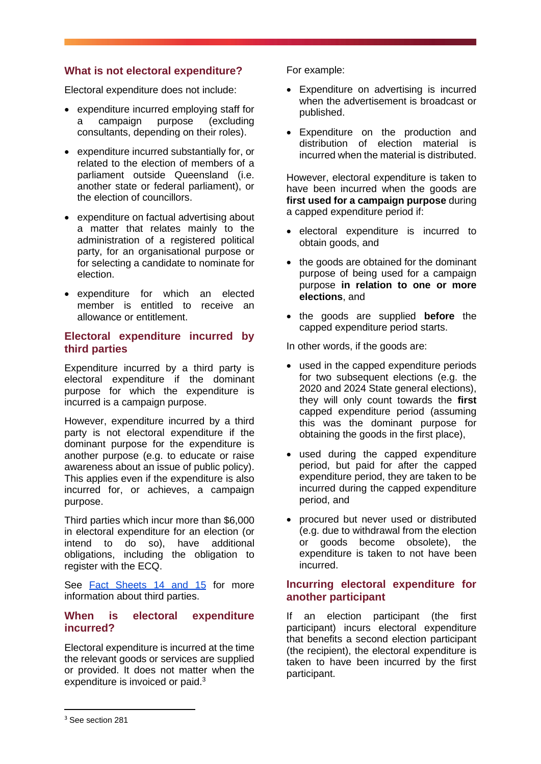## What is not electoral expenditure?

Electoral expenditure does not include:

- expenditure incurred employing staff for a campaign purpose (excluding consultants, depending on their roles).
- expenditure incurred substantially for, or related to the election of members of a parliament outside Queensland (i.e. another state or federal parliament), or the election of councillors.
- expenditure on factual advertising about a matter that relates mainly to the administration of a registered political party, for an organisational purpose or for selecting a candidate to nominate for election.
- expenditure for which an elected member is entitled to receive an allowance or entitlement.

## Electoral expenditure incurred by third parties

Expenditure incurred by a third party is electoral expenditure if the dominant purpose for which the expenditure is incurred is a campaign purpose.

However, expenditure incurred by a third party is not electoral expenditure if the dominant purpose for the expenditure is another purpose (e.g. to educate or raise awareness about an issue of public policy). This applies even if the expenditure is also incurred for, or achieves, a campaign purpose.

Third parties which incur more than $6,000 in electoral expenditure for an election (or intend to do so), have additional obligations, including the obligation to register with the ECQ.

See [Fact Sheets 14 and 15] for more information about third parties.

## When is electoral expenditure incurred?

Electoral expenditure is incurred at the time the relevant goods or services are supplied or provided. It does not matter when the expenditure is invoiced or paid.[3]

For example:

- Expenditure on advertising is incurred when the advertisement is broadcast or published.
- Expenditure on the production and distribution of election material is incurred when the material is distributed.

However, electoral expenditure is taken to have been incurred when the goods are **first used for a campaign purpose** during a capped expenditure period if:

- electoral expenditure is incurred to obtain goods, and
- the goods are obtained for the dominant purpose of being used for a campaign purpose **in relation to one or more elections**, and
- the goods are supplied **before** the capped expenditure period starts.

In other words, if the goods are:

- used in the capped expenditure periods for two subsequent elections (e.g. the 2020 and 2024 State general elections), they will only count towards the **first** capped expenditure period (assuming this was the dominant purpose for obtaining the goods in the first place),
- used during the capped expenditure period, but paid for after the capped expenditure period, they are taken to be incurred during the capped expenditure period, and
- procured but never used or distributed (e.g. due to withdrawal from the election or goods become obsolete), the expenditure is taken to not have been incurred.

## Incurring electoral expenditure for another participant

If an election participant (the first participant) incurs electoral expenditure that benefits a second election participant (the recipient), the electoral expenditure is taken to have been incurred by the first participant.

---

[3] See section 281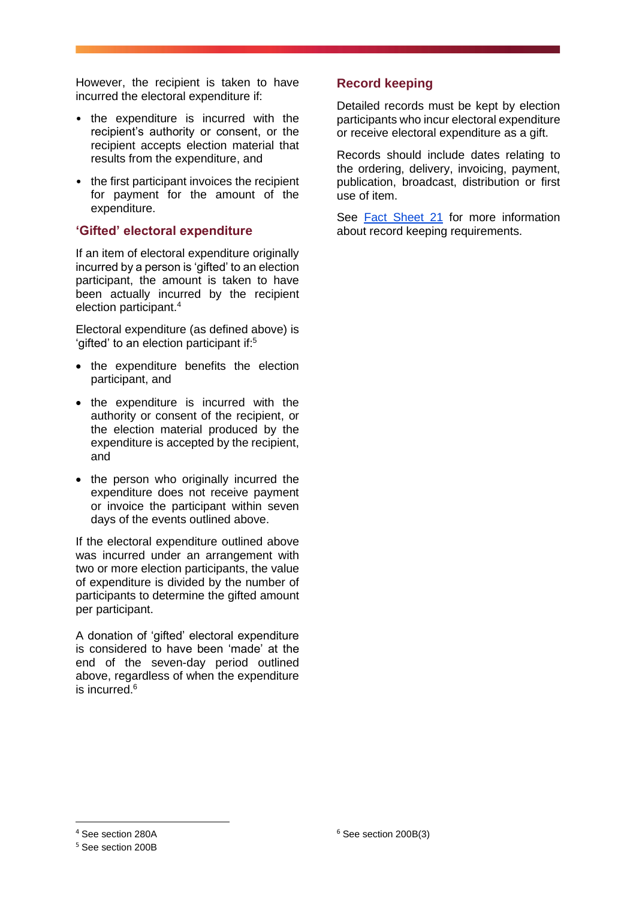However, the recipient is taken to have incurred the electoral expenditure if:

- the expenditure is incurred with the recipient's authority or consent, or the recipient accepts election material that results from the expenditure, and
- the first participant invoices the recipient for payment for the amount of the expenditure.

## 'Gifted' electoral expenditure

If an item of electoral expenditure originally incurred by a person is 'gifted' to an election participant, the amount is taken to have been actually incurred by the recipient election participant.[4]

Electoral expenditure (as defined above) is 'gifted' to an election participant if:[5]

- the expenditure benefits the election participant, and
- the expenditure is incurred with the authority or consent of the recipient, or the election material produced by the expenditure is accepted by the recipient, and
- the person who originally incurred the expenditure does not receive payment or invoice the participant within seven days of the events outlined above.

If the electoral expenditure outlined above was incurred under an arrangement with two or more election participants, the value of expenditure is divided by the number of participants to determine the gifted amount per participant.

A donation of 'gifted' electoral expenditure is considered to have been 'made' at the end of the seven-day period outlined above, regardless of when the expenditure is incurred.[6]

## Record keeping

Detailed records must be kept by election participants who incur electoral expenditure or receive electoral expenditure as a gift.

Records should include dates relating to the ordering, delivery, invoicing, payment, publication, broadcast, distribution or first use of item.

See [Fact Sheet 21]() for more information about record keeping requirements.

---

[4] See section 280A

[5] See section 200B

[6] See section 200B(3)